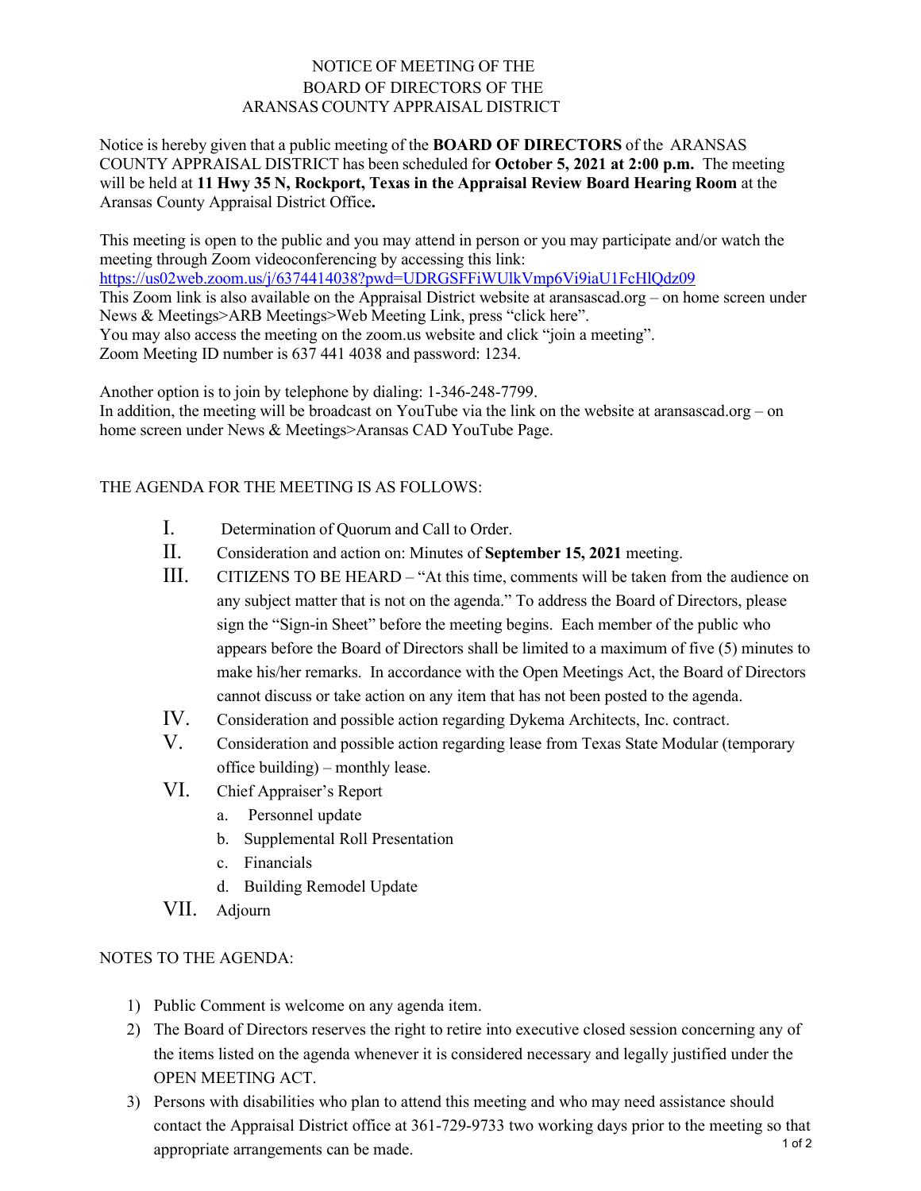# NOTICE OF MEETING OF THE
# BOARD OF DIRECTORS OF THE
# ARANSAS COUNTY APPRAISAL DISTRICT

Notice is hereby given that a public meeting of the **BOARD OF DIRECTORS** of the ARANSAS COUNTY APPRAISAL DISTRICT has been scheduled for **October 5, 2021 at 2:00 p.m.** The meeting will be held at **11 Hwy 35 N, Rockport, Texas in the Appraisal Review Board Hearing Room** at the Aransas County Appraisal District Office**.**

This meeting is open to the public and you may attend in person or you may participate and/or watch the meeting through Zoom videoconferencing by accessing this link:
https://us02web.zoom.us/j/6374414038?pwd=UDRGSFFiWUlkVmp6Vi9iaU1FcHlQdz09
This Zoom link is also available on the Appraisal District website at aransascad.org – on home screen under News & Meetings>ARB Meetings>Web Meeting Link, press "click here".
You may also access the meeting on the zoom.us website and click "join a meeting".
Zoom Meeting ID number is 637 441 4038 and password: 1234.

Another option is to join by telephone by dialing: 1-346-248-7799.
In addition, the meeting will be broadcast on YouTube via the link on the website at aransascad.org – on home screen under News & Meetings>Aransas CAD YouTube Page.

THE AGENDA FOR THE MEETING IS AS FOLLOWS:

I. Determination of Quorum and Call to Order.

II. Consideration and action on: Minutes of **September 15, 2021** meeting.

III. CITIZENS TO BE HEARD – "At this time, comments will be taken from the audience on any subject matter that is not on the agenda." To address the Board of Directors, please sign the "Sign-in Sheet" before the meeting begins. Each member of the public who appears before the Board of Directors shall be limited to a maximum of five (5) minutes to make his/her remarks. In accordance with the Open Meetings Act, the Board of Directors cannot discuss or take action on any item that has not been posted to the agenda.

IV. Consideration and possible action regarding Dykema Architects, Inc. contract.

V. Consideration and possible action regarding lease from Texas State Modular (temporary office building) – monthly lease.

VI. Chief Appraiser's Report
   a. Personnel update
   b. Supplemental Roll Presentation
   c. Financials
   d. Building Remodel Update

VII. Adjourn

NOTES TO THE AGENDA:

1) Public Comment is welcome on any agenda item.
2) The Board of Directors reserves the right to retire into executive closed session concerning any of the items listed on the agenda whenever it is considered necessary and legally justified under the OPEN MEETING ACT.
3) Persons with disabilities who plan to attend this meeting and who may need assistance should contact the Appraisal District office at 361-729-9733 two working days prior to the meeting so that appropriate arrangements can be made.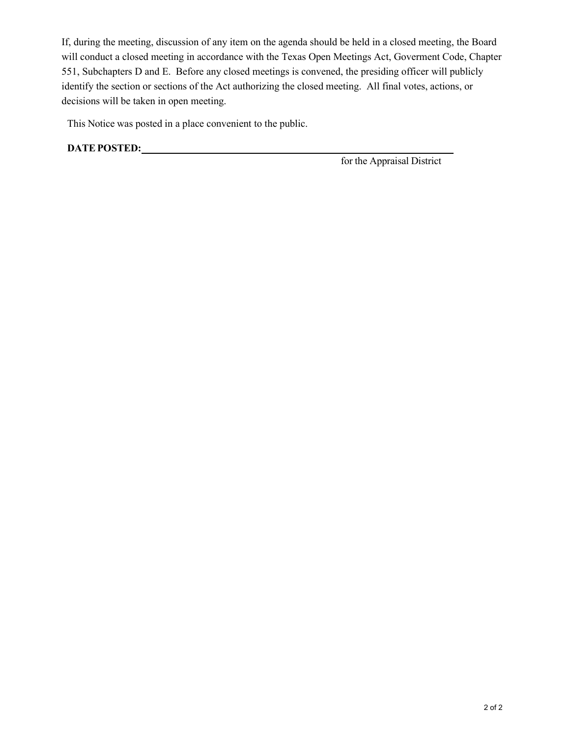If, during the meeting, discussion of any item on the agenda should be held in a closed meeting, the Board will conduct a closed meeting in accordance with the Texas Open Meetings Act, Goverment Code, Chapter 551, Subchapters D and E. Before any closed meetings is convened, the presiding officer will publicly identify the section or sections of the Act authorizing the closed meeting. All final votes, actions, or decisions will be taken in open meeting.

This Notice was posted in a place convenient to the public.

**DATE POSTED:** ______________________________________________

for the Appraisal District